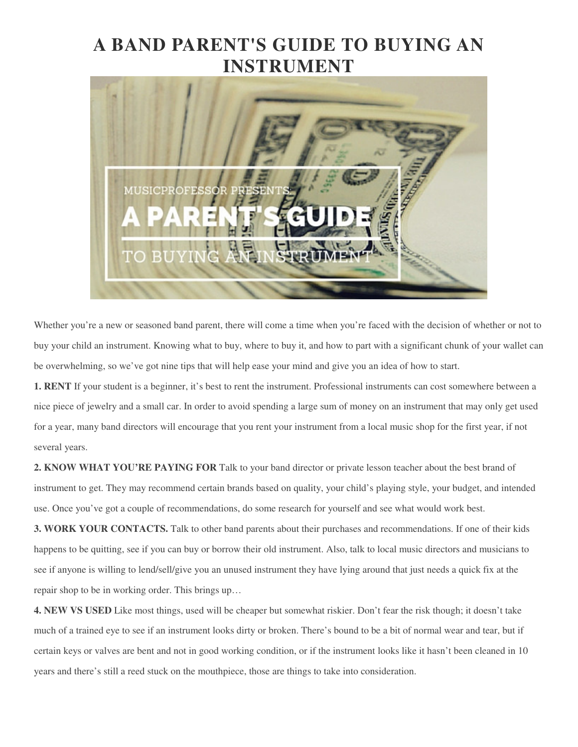# A BAND PARENT'S GUIDE TO BUYING AN INSTRUMENT

Whether you're a new or seasoned band parent, there will come a time when you're faced with the decision of whether or not to buy your child an instrument. Knowing what to buy, where to buy it, and how to part with a significant chunk of your wallet can be overwhelming, so we've got nine tips that will help ease your mind and give you an idea of how to start.

**1. RENT** If your student is a beginner, it's best to rent the instrument. Professional instruments can cost somewhere between a nice piece of jewelry and a small car. In order to avoid spending a large sum of money on an instrument that may only get used for a year, many band directors will encourage that you rent your instrument from a local music shop for the first year, if not several years.

**2. KNOW WHAT YOU'RE PAYING FOR** Talk to your band director or private lesson teacher about the best brand of instrument to get. They may recommend certain brands based on quality, your child's playing style, your budget, and intended use. Once you've got a couple of recommendations, do some research for yourself and see what would work best.

**3. WORK YOUR CONTACTS.** Talk to other band parents about their purchases and recommendations. If one of their kids happens to be quitting, see if you can buy or borrow their old instrument. Also, talk to local music directors and musicians to see if anyone is willing to lend/sell/give you an unused instrument they have lying around that just needs a quick fix at the repair shop to be in working order. This brings up…

**4. NEW VS USED** Like most things, used will be cheaper but somewhat riskier. Don't fear the risk though; it doesn't take much of a trained eye to see if an instrument looks dirty or broken. There's bound to be a bit of normal wear and tear, but if certain keys or valves are bent and not in good working condition, or if the instrument looks like it hasn't been cleaned in 10 years and there's still a reed stuck on the mouthpiece, those are things to take into consideration.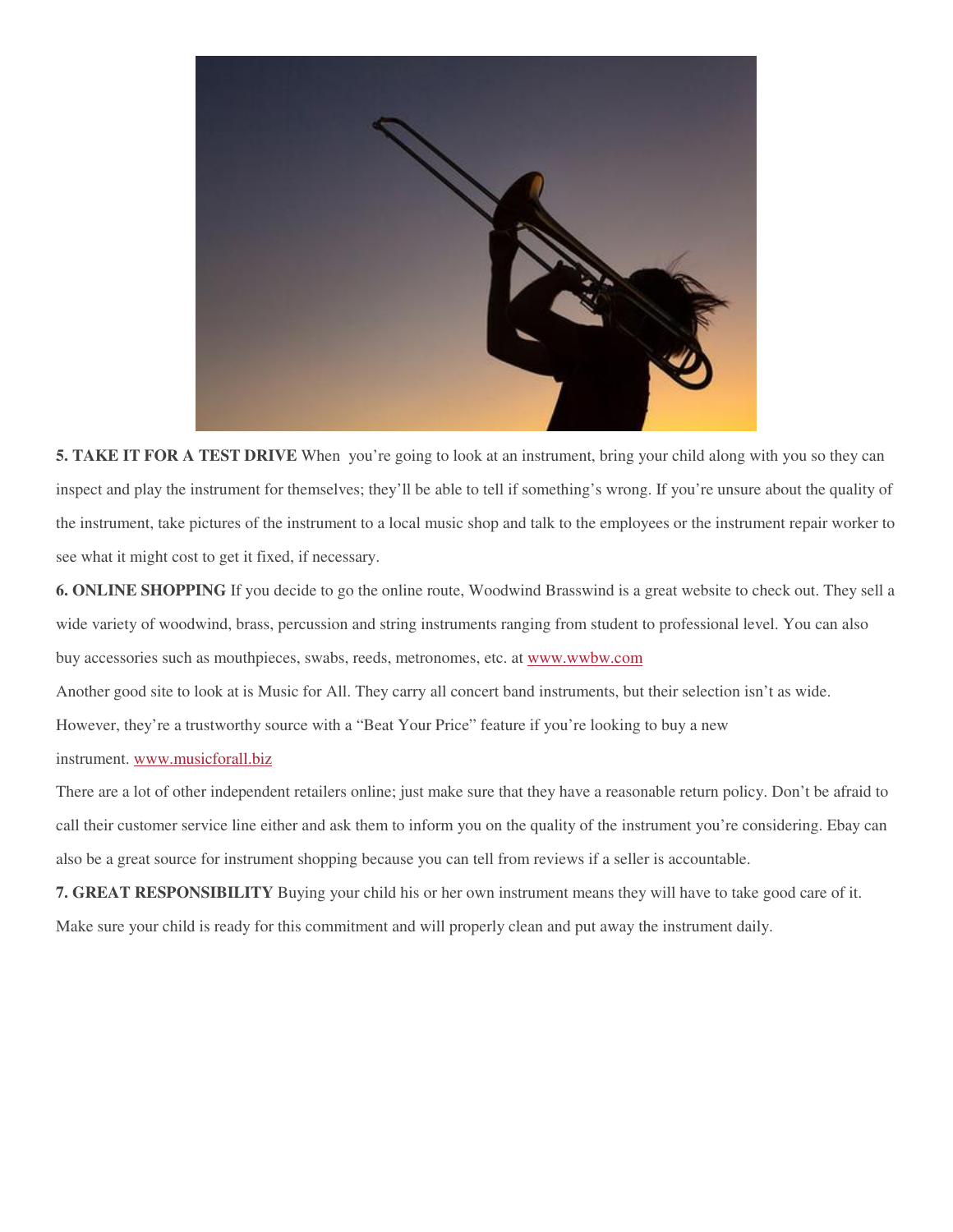**5. TAKE IT FOR A TEST DRIVE** When you're going to look at an instrument, bring your child along with you so they can inspect and play the instrument for themselves; they'll be able to tell if something's wrong. If you're unsure about the quality of the instrument, take pictures of the instrument to a local music shop and talk to the employees or the instrument repair worker to see what it might cost to get it fixed, if necessary.

**6. ONLINE SHOPPING** If you decide to go the online route, Woodwind Brasswind is a great website to check out. They sell a wide variety of woodwind, brass, percussion and string instruments ranging from student to professional level. You can also buy accessories such as mouthpieces, swabs, reeds, metronomes, etc. at [www.wwbw.com](http://www.wwbw.com)

Another good site to look at is Music for All. They carry all concert band instruments, but their selection isn't as wide. However, they're a trustworthy source with a "Beat Your Price" feature if you're looking to buy a new instrument. [www.musicforall.biz](http://www.musicforall.biz)

There are a lot of other independent retailers online; just make sure that they have a reasonable return policy. Don't be afraid to call their customer service line either and ask them to inform you on the quality of the instrument you're considering. Ebay can also be a great source for instrument shopping because you can tell from reviews if a seller is accountable.

**7. GREAT RESPONSIBILITY** Buying your child his or her own instrument means they will have to take good care of it. Make sure your child is ready for this commitment and will properly clean and put away the instrument daily.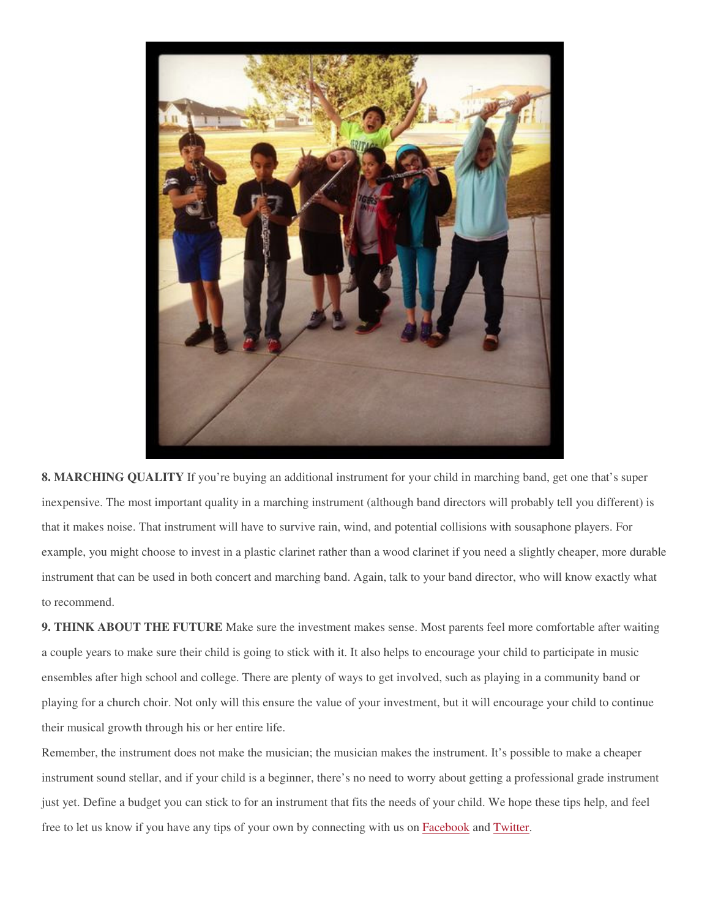**8. MARCHING QUALITY** If you're buying an additional instrument for your child in marching band, get one that's super inexpensive. The most important quality in a marching instrument (although band directors will probably tell you different) is that it makes noise. That instrument will have to survive rain, wind, and potential collisions with sousaphone players. For example, you might choose to invest in a plastic clarinet rather than a wood clarinet if you need a slightly cheaper, more durable instrument that can be used in both concert and marching band. Again, talk to your band director, who will know exactly what to recommend.

**9. THINK ABOUT THE FUTURE** Make sure the investment makes sense. Most parents feel more comfortable after waiting a couple years to make sure their child is going to stick with it. It also helps to encourage your child to participate in music ensembles after high school and college. There are plenty of ways to get involved, such as playing in a community band or playing for a church choir. Not only will this ensure the value of your investment, but it will encourage your child to continue their musical growth through his or her entire life.

Remember, the instrument does not make the musician; the musician makes the instrument. It's possible to make a cheaper instrument sound stellar, and if your child is a beginner, there's no need to worry about getting a professional grade instrument just yet. Define a budget you can stick to for an instrument that fits the needs of your child. We hope these tips help, and feel free to let us know if you have any tips of your own by connecting with us on Facebook and Twitter.